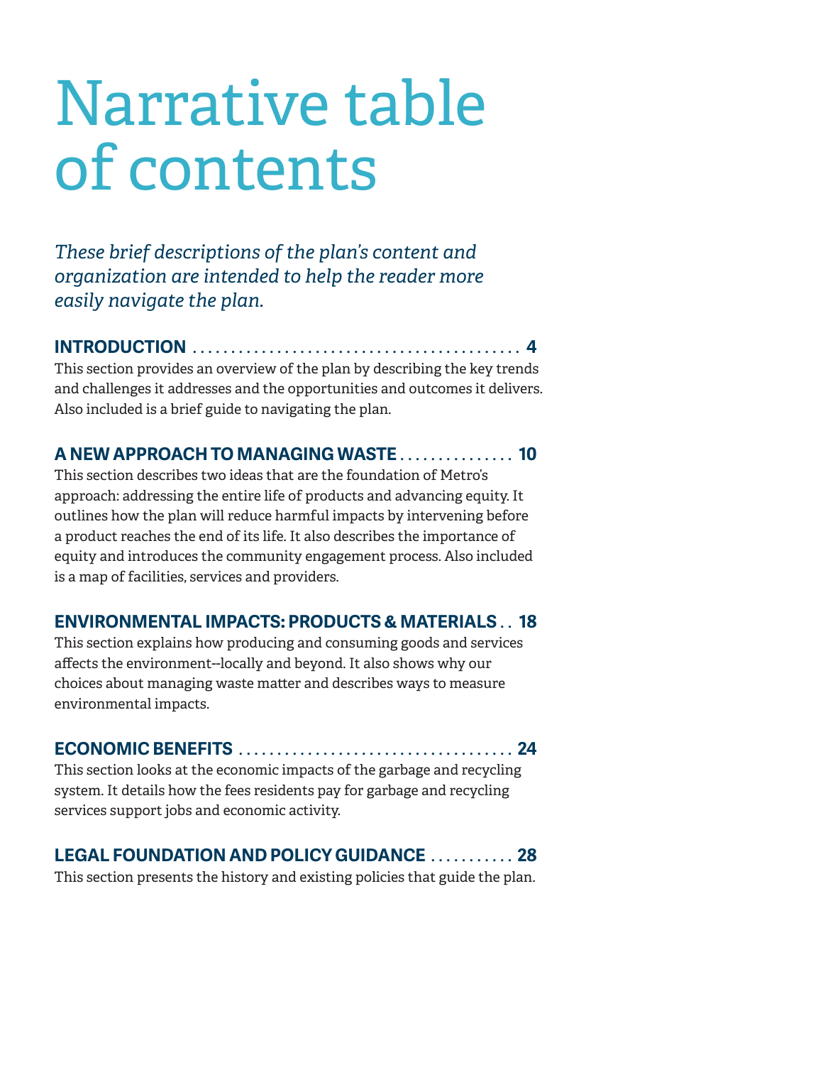# Narrative table of contents

*These brief descriptions of the plan's content and organization are intended to help the reader more easily navigate the plan.*

## INTRODUCTION .......................................... 4

This section provides an overview of the plan by describing the key trends and challenges it addresses and the opportunities and outcomes it delivers. Also included is a brief guide to navigating the plan.

## A NEW APPROACH TO MANAGING WASTE ............... 10

This section describes two ideas that are the foundation of Metro's approach: addressing the entire life of products and advancing equity. It outlines how the plan will reduce harmful impacts by intervening before a product reaches the end of its life. It also describes the importance of equity and introduces the community engagement process. Also included is a map of facilities, services and providers.

## ENVIRONMENTAL IMPACTS: PRODUCTS & MATERIALS . . 18

This section explains how producing and consuming goods and services affects the environment--locally and beyond. It also shows why our choices about managing waste matter and describes ways to measure environmental impacts.

## ECONOMIC BENEFITS .................................... 24

This section looks at the economic impacts of the garbage and recycling system. It details how the fees residents pay for garbage and recycling services support jobs and economic activity.

## LEGAL FOUNDATION AND POLICY GUIDANCE ........... 28

This section presents the history and existing policies that guide the plan.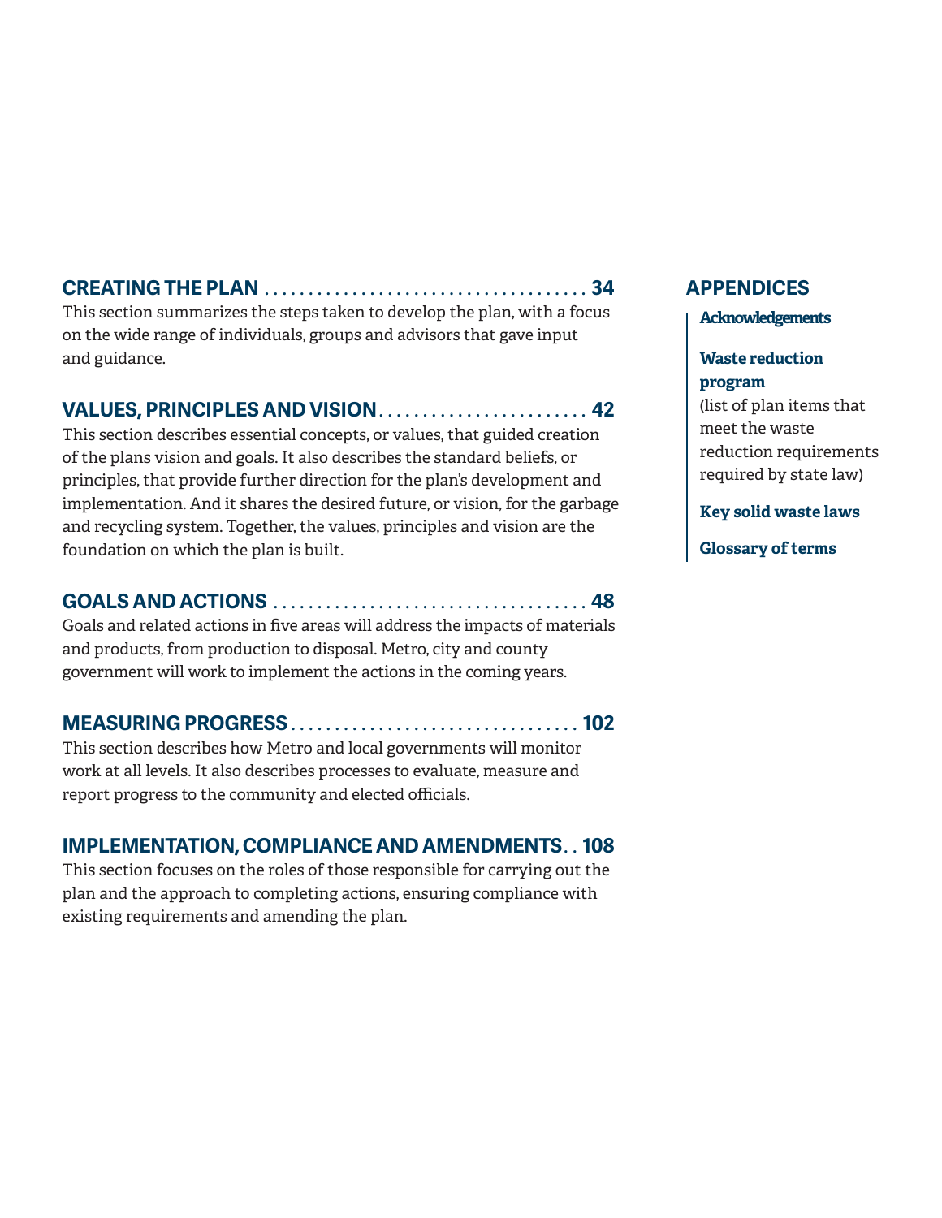## CREATING THE PLAN . . . . . . . . . . . . . . . . . . . . . . . . . . . . . . . . . . . . 34

This section summarizes the steps taken to develop the plan, with a focus on the wide range of individuals, groups and advisors that gave input and guidance.

## VALUES, PRINCIPLES AND VISION . . . . . . . . . . . . . . . . . . . . . . . 42

This section describes essential concepts, or values, that guided creation of the plans vision and goals. It also describes the standard beliefs, or principles, that provide further direction for the plan's development and implementation. And it shares the desired future, or vision, for the garbage and recycling system. Together, the values, principles and vision are the foundation on which the plan is built.

## GOALS AND ACTIONS . . . . . . . . . . . . . . . . . . . . . . . . . . . . . . . . . . . 48

Goals and related actions in five areas will address the impacts of materials and products, from production to disposal. Metro, city and county government will work to implement the actions in the coming years.

## MEASURING PROGRESS . . . . . . . . . . . . . . . . . . . . . . . . . . . . . . . . 102

This section describes how Metro and local governments will monitor work at all levels. It also describes processes to evaluate, measure and report progress to the community and elected officials.

## IMPLEMENTATION, COMPLIANCE AND AMENDMENTS . . 108

This section focuses on the roles of those responsible for carrying out the plan and the approach to completing actions, ensuring compliance with existing requirements and amending the plan.

## APPENDICES

**Acknowledgements**

**Waste reduction program**
(list of plan items that meet the waste reduction requirements required by state law)

**Key solid waste laws**

**Glossary of terms**